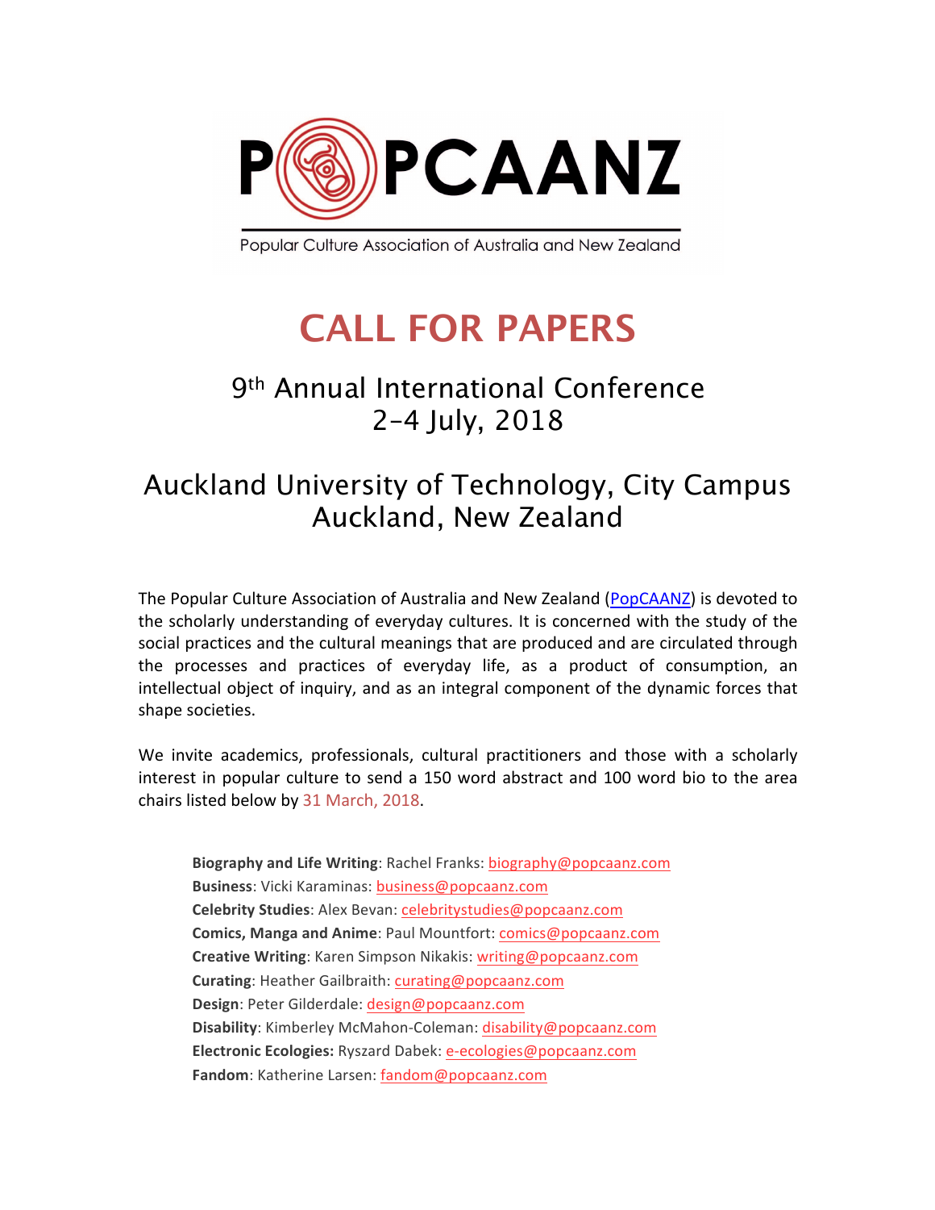# POPCAANZ

Popular Culture Association of Australia and New Zealand

# CALL FOR PAPERS

## 9th Annual International Conference
## 2–4 July, 2018

## Auckland University of Technology, City Campus
## Auckland, New Zealand

The Popular Culture Association of Australia and New Zealand (PopCAANZ) is devoted to the scholarly understanding of everyday cultures. It is concerned with the study of the social practices and the cultural meanings that are produced and are circulated through the processes and practices of everyday life, as a product of consumption, an intellectual object of inquiry, and as an integral component of the dynamic forces that shape societies.

We invite academics, professionals, cultural practitioners and those with a scholarly interest in popular culture to send a 150 word abstract and 100 word bio to the area chairs listed below by 31 March, 2018.

**Biography and Life Writing**: Rachel Franks: biography@popcaanz.com
**Business**: Vicki Karaminas: business@popcaanz.com
**Celebrity Studies**: Alex Bevan: celebritystudies@popcaanz.com
**Comics, Manga and Anime**: Paul Mountfort: comics@popcaanz.com
**Creative Writing**: Karen Simpson Nikakis: writing@popcaanz.com
**Curating**: Heather Gailbraith: curating@popcaanz.com
**Design**: Peter Gilderdale: design@popcaanz.com
**Disability**: Kimberley McMahon-Coleman: disability@popcaanz.com
**Electronic Ecologies:** Ryszard Dabek: e-ecologies@popcaanz.com
**Fandom**: Katherine Larsen: fandom@popcaanz.com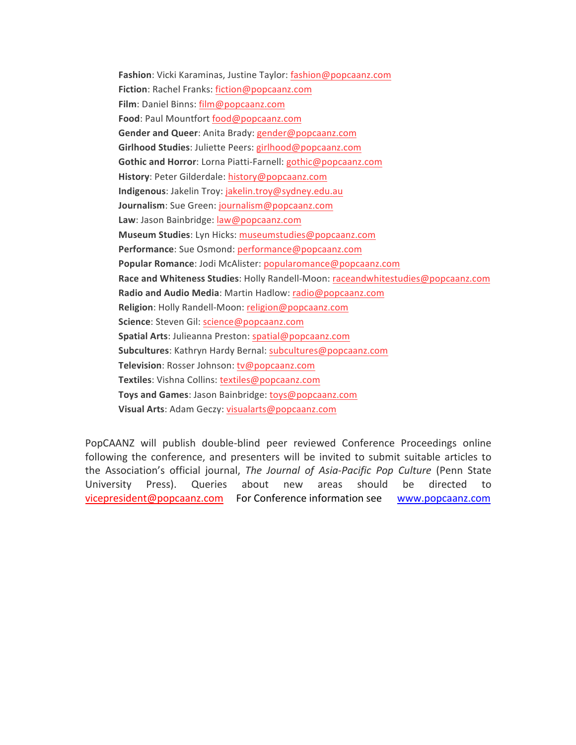**Fashion**: Vicki Karaminas, Justine Taylor: fashion@popcaanz.com
**Fiction**: Rachel Franks: fiction@popcaanz.com
**Film**: Daniel Binns: film@popcaanz.com
**Food**: Paul Mountfort food@popcaanz.com
**Gender and Queer**: Anita Brady: gender@popcaanz.com
**Girlhood Studies**: Juliette Peers: girlhood@popcaanz.com
**Gothic and Horror**: Lorna Piatti-Farnell: gothic@popcaanz.com
**History**: Peter Gilderdale: history@popcaanz.com
**Indigenous**: Jakelin Troy: jakelin.troy@sydney.edu.au
**Journalism**: Sue Green: journalism@popcaanz.com
**Law**: Jason Bainbridge: law@popcaanz.com
**Museum Studies**: Lyn Hicks: museumstudies@popcaanz.com
**Performance**: Sue Osmond: performance@popcaanz.com
**Popular Romance**: Jodi McAlister: popularomance@popcaanz.com
**Race and Whiteness Studies**: Holly Randell-Moon: raceandwhitestudies@popcaanz.com
**Radio and Audio Media**: Martin Hadlow: radio@popcaanz.com
**Religion**: Holly Randell-Moon: religion@popcaanz.com
**Science**: Steven Gil: science@popcaanz.com
**Spatial Arts**: Julieanna Preston: spatial@popcaanz.com
**Subcultures**: Kathryn Hardy Bernal: subcultures@popcaanz.com
**Television**: Rosser Johnson: tv@popcaanz.com
**Textiles**: Vishna Collins: textiles@popcaanz.com
**Toys and Games**: Jason Bainbridge: toys@popcaanz.com
**Visual Arts**: Adam Geczy: visualarts@popcaanz.com

PopCAANZ will publish double-blind peer reviewed Conference Proceedings online following the conference, and presenters will be invited to submit suitable articles to the Association's official journal, *The Journal of Asia-Pacific Pop Culture* (Penn State University Press). Queries about new areas should be directed to vicepresident@popcaanz.com For Conference information see www.popcaanz.com